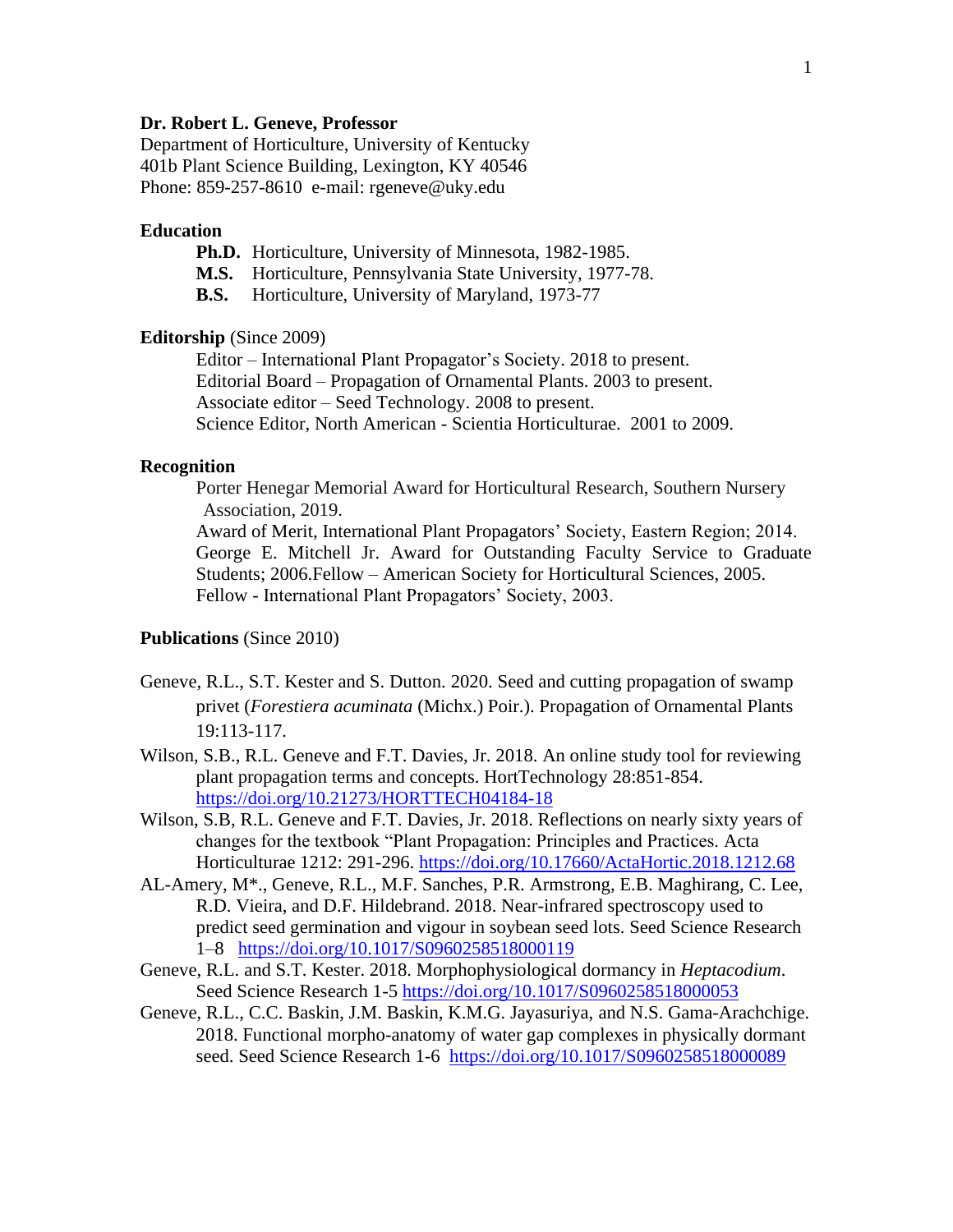**Dr. Robert L. Geneve, Professor**
Department of Horticulture, University of Kentucky
401b Plant Science Building, Lexington, KY 40546
Phone: 859-257-8610 e-mail: rgeneve@uky.edu

**Education**

- **Ph.D.** Horticulture, University of Minnesota, 1982-1985.
- **M.S.** Horticulture, Pennsylvania State University, 1977-78.
- **B.S.** Horticulture, University of Maryland, 1973-77

**Editorship** (Since 2009)

Editor – International Plant Propagator's Society. 2018 to present.
Editorial Board – Propagation of Ornamental Plants. 2003 to present.
Associate editor – Seed Technology. 2008 to present.
Science Editor, North American - Scientia Horticulturae. 2001 to 2009.

**Recognition**

Porter Henegar Memorial Award for Horticultural Research, Southern Nursery Association, 2019.
Award of Merit, International Plant Propagators' Society, Eastern Region; 2014.
George E. Mitchell Jr. Award for Outstanding Faculty Service to Graduate Students; 2006.Fellow – American Society for Horticultural Sciences, 2005.
Fellow - International Plant Propagators' Society, 2003.

**Publications** (Since 2010)

Geneve, R.L., S.T. Kester and S. Dutton. 2020. Seed and cutting propagation of swamp privet (*Forestiera acuminata* (Michx.) Poir.). Propagation of Ornamental Plants 19:113-117.

Wilson, S.B., R.L. Geneve and F.T. Davies, Jr. 2018. An online study tool for reviewing plant propagation terms and concepts. HortTechnology 28:851-854. https://doi.org/10.21273/HORTTECH04184-18

Wilson, S.B, R.L. Geneve and F.T. Davies, Jr. 2018. Reflections on nearly sixty years of changes for the textbook "Plant Propagation: Principles and Practices. Acta Horticulturae 1212: 291-296. https://doi.org/10.17660/ActaHortic.2018.1212.68

AL-Amery, M*., Geneve, R.L., M.F. Sanches, P.R. Armstrong, E.B. Maghirang, C. Lee, R.D. Vieira, and D.F. Hildebrand. 2018. Near-infrared spectroscopy used to predict seed germination and vigour in soybean seed lots. Seed Science Research 1–8 https://doi.org/10.1017/S0960258518000119

Geneve, R.L. and S.T. Kester. 2018. Morphophysiological dormancy in *Heptacodium*. Seed Science Research 1-5 https://doi.org/10.1017/S0960258518000053

Geneve, R.L., C.C. Baskin, J.M. Baskin, K.M.G. Jayasuriya, and N.S. Gama-Arachchige. 2018. Functional morpho-anatomy of water gap complexes in physically dormant seed. Seed Science Research 1-6 https://doi.org/10.1017/S0960258518000089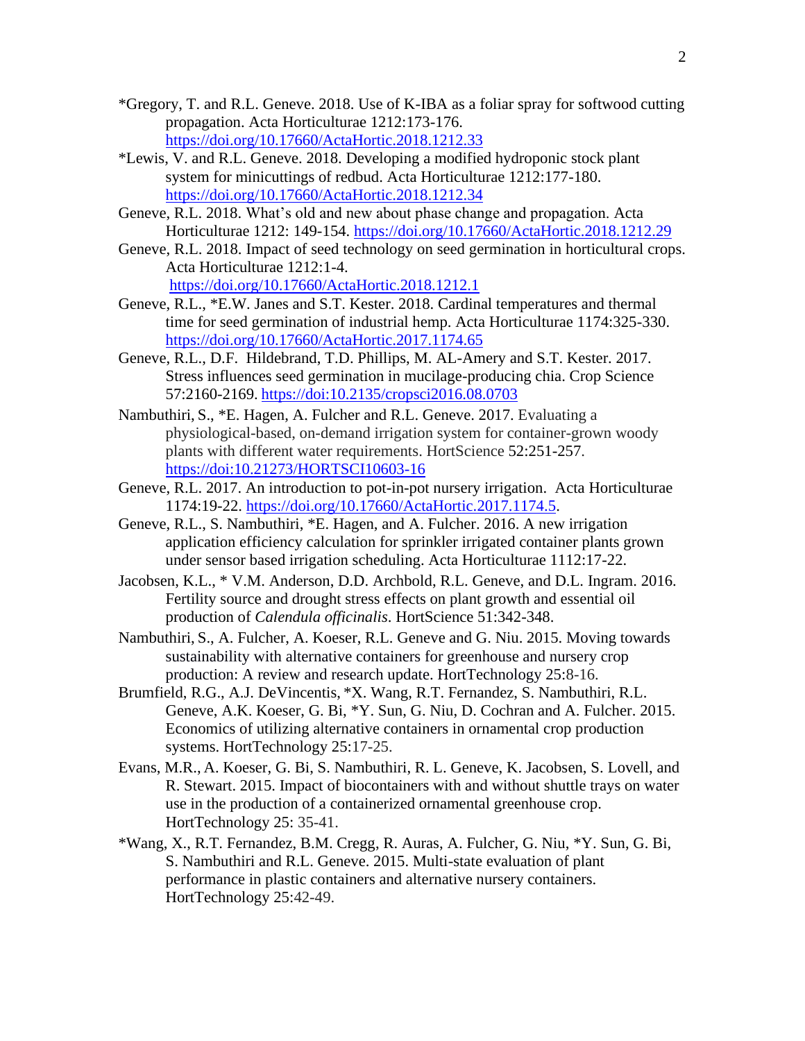*Gregory, T. and R.L. Geneve. 2018. Use of K-IBA as a foliar spray for softwood cutting propagation. Acta Horticulturae 1212:173-176. https://doi.org/10.17660/ActaHortic.2018.1212.33

*Lewis, V. and R.L. Geneve. 2018. Developing a modified hydroponic stock plant system for minicuttings of redbud. Acta Horticulturae 1212:177-180. https://doi.org/10.17660/ActaHortic.2018.1212.34

Geneve, R.L. 2018. What's old and new about phase change and propagation. Acta Horticulturae 1212: 149-154. https://doi.org/10.17660/ActaHortic.2018.1212.29

Geneve, R.L. 2018. Impact of seed technology on seed germination in horticultural crops. Acta Horticulturae 1212:1-4. https://doi.org/10.17660/ActaHortic.2018.1212.1

Geneve, R.L., *E.W. Janes and S.T. Kester. 2018. Cardinal temperatures and thermal time for seed germination of industrial hemp. Acta Horticulturae 1174:325-330. https://doi.org/10.17660/ActaHortic.2017.1174.65

Geneve, R.L., D.F. Hildebrand, T.D. Phillips, M. AL-Amery and S.T. Kester. 2017. Stress influences seed germination in mucilage-producing chia. Crop Science 57:2160-2169. https://doi:10.2135/cropsci2016.08.0703

Nambuthiri, S., *E. Hagen, A. Fulcher and R.L. Geneve. 2017. Evaluating a physiological-based, on-demand irrigation system for container-grown woody plants with different water requirements. HortScience 52:251-257. https://doi:10.21273/HORTSCI10603-16

Geneve, R.L. 2017. An introduction to pot-in-pot nursery irrigation. Acta Horticulturae 1174:19-22. https://doi.org/10.17660/ActaHortic.2017.1174.5.

Geneve, R.L., S. Nambuthiri, *E. Hagen, and A. Fulcher. 2016. A new irrigation application efficiency calculation for sprinkler irrigated container plants grown under sensor based irrigation scheduling. Acta Horticulturae 1112:17-22.

Jacobsen, K.L., * V.M. Anderson, D.D. Archbold, R.L. Geneve, and D.L. Ingram. 2016. Fertility source and drought stress effects on plant growth and essential oil production of *Calendula officinalis*. HortScience 51:342-348.

Nambuthiri, S., A. Fulcher, A. Koeser, R.L. Geneve and G. Niu. 2015. Moving towards sustainability with alternative containers for greenhouse and nursery crop production: A review and research update. HortTechnology 25:8-16.

Brumfield, R.G., A.J. DeVincentis, *X. Wang, R.T. Fernandez, S. Nambuthiri, R.L. Geneve, A.K. Koeser, G. Bi, *Y. Sun, G. Niu, D. Cochran and A. Fulcher. 2015. Economics of utilizing alternative containers in ornamental crop production systems. HortTechnology 25:17-25.

Evans, M.R., A. Koeser, G. Bi, S. Nambuthiri, R. L. Geneve, K. Jacobsen, S. Lovell, and R. Stewart. 2015. Impact of biocontainers with and without shuttle trays on water use in the production of a containerized ornamental greenhouse crop. HortTechnology 25: 35-41.

*Wang, X., R.T. Fernandez, B.M. Cregg, R. Auras, A. Fulcher, G. Niu, *Y. Sun, G. Bi, S. Nambuthiri and R.L. Geneve. 2015. Multi-state evaluation of plant performance in plastic containers and alternative nursery containers. HortTechnology 25:42-49.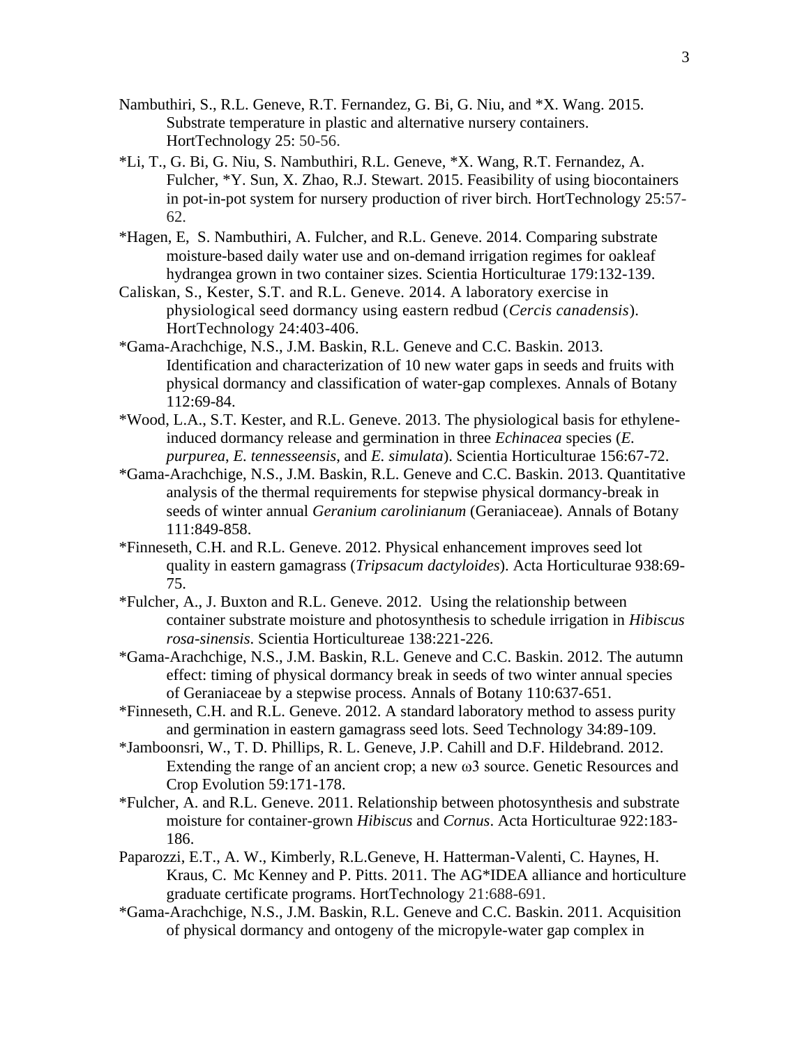Nambuthiri, S., R.L. Geneve, R.T. Fernandez, G. Bi, G. Niu, and *X. Wang. 2015. Substrate temperature in plastic and alternative nursery containers. HortTechnology 25: 50-56.

*Li, T., G. Bi, G. Niu, S. Nambuthiri, R.L. Geneve, *X. Wang, R.T. Fernandez, A. Fulcher, *Y. Sun, X. Zhao, R.J. Stewart. 2015. Feasibility of using biocontainers in pot-in-pot system for nursery production of river birch. HortTechnology 25:57-62.

*Hagen, E, S. Nambuthiri, A. Fulcher, and R.L. Geneve. 2014. Comparing substrate moisture-based daily water use and on-demand irrigation regimes for oakleaf hydrangea grown in two container sizes. Scientia Horticulturae 179:132-139.

Caliskan, S., Kester, S.T. and R.L. Geneve. 2014. A laboratory exercise in physiological seed dormancy using eastern redbud (*Cercis canadensis*). HortTechnology 24:403-406.

*Gama-Arachchige, N.S., J.M. Baskin, R.L. Geneve and C.C. Baskin. 2013. Identification and characterization of 10 new water gaps in seeds and fruits with physical dormancy and classification of water-gap complexes. Annals of Botany 112:69-84.

*Wood, L.A., S.T. Kester, and R.L. Geneve. 2013. The physiological basis for ethylene-induced dormancy release and germination in three *Echinacea* species (*E. purpurea*, *E. tennesseensis*, and *E. simulata*). Scientia Horticulturae 156:67-72.

*Gama-Arachchige, N.S., J.M. Baskin, R.L. Geneve and C.C. Baskin. 2013. Quantitative analysis of the thermal requirements for stepwise physical dormancy-break in seeds of winter annual *Geranium carolinianum* (Geraniaceae). Annals of Botany 111:849-858.

*Finneseth, C.H. and R.L. Geneve. 2012. Physical enhancement improves seed lot quality in eastern gamagrass (*Tripsacum dactyloides*). Acta Horticulturae 938:69-75.

*Fulcher, A., J. Buxton and R.L. Geneve. 2012. Using the relationship between container substrate moisture and photosynthesis to schedule irrigation in *Hibiscus rosa-sinensis*. Scientia Horticultureae 138:221-226.

*Gama-Arachchige, N.S., J.M. Baskin, R.L. Geneve and C.C. Baskin. 2012. The autumn effect: timing of physical dormancy break in seeds of two winter annual species of Geraniaceae by a stepwise process. Annals of Botany 110:637-651.

*Finneseth, C.H. and R.L. Geneve. 2012. A standard laboratory method to assess purity and germination in eastern gamagrass seed lots. Seed Technology 34:89-109.

*Jamboonsri, W., T. D. Phillips, R. L. Geneve, J.P. Cahill and D.F. Hildebrand. 2012. Extending the range of an ancient crop; a new ω3 source. Genetic Resources and Crop Evolution 59:171-178.

*Fulcher, A. and R.L. Geneve. 2011. Relationship between photosynthesis and substrate moisture for container-grown *Hibiscus* and *Cornus*. Acta Horticulturae 922:183-186.

Paparozzi, E.T., A. W., Kimberly, R.L.Geneve, H. Hatterman-Valenti, C. Haynes, H. Kraus, C. Mc Kenney and P. Pitts. 2011. The AG*IDEA alliance and horticulture graduate certificate programs. HortTechnology 21:688-691.

*Gama-Arachchige, N.S., J.M. Baskin, R.L. Geneve and C.C. Baskin. 2011. Acquisition of physical dormancy and ontogeny of the micropyle-water gap complex in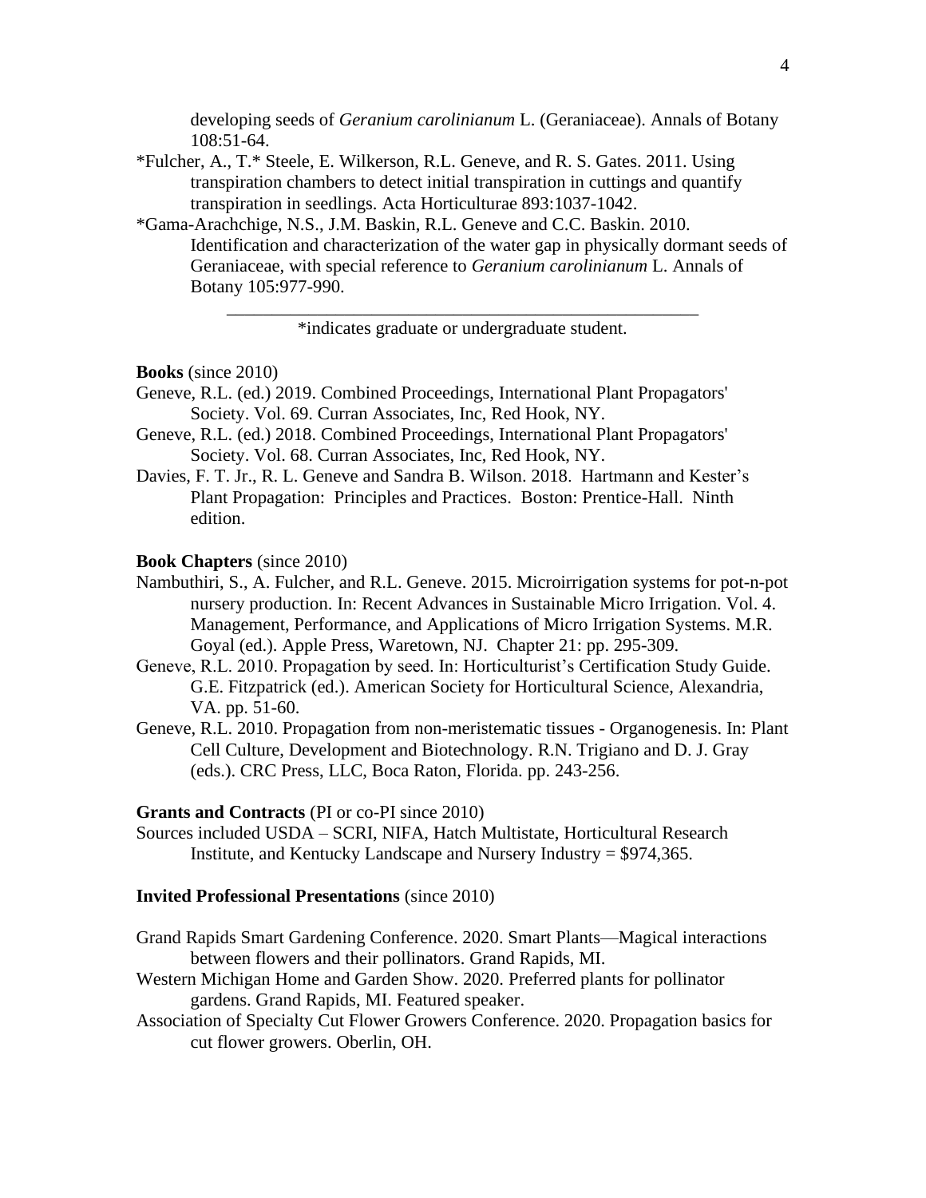developing seeds of *Geranium carolinianum* L. (Geraniaceae). Annals of Botany 108:51-64.

*Fulcher, A., T.* Steele, E. Wilkerson, R.L. Geneve, and R. S. Gates. 2011. Using transpiration chambers to detect initial transpiration in cuttings and quantify transpiration in seedlings. Acta Horticulturae 893:1037-1042.

*Gama-Arachchige, N.S., J.M. Baskin, R.L. Geneve and C.C. Baskin. 2010. Identification and characterization of the water gap in physically dormant seeds of Geraniaceae, with special reference to *Geranium carolinianum* L. Annals of Botany 105:977-990.

---

*indicates graduate or undergraduate student.

**Books** (since 2010)

Geneve, R.L. (ed.) 2019. Combined Proceedings, International Plant Propagators' Society. Vol. 69. Curran Associates, Inc, Red Hook, NY.

Geneve, R.L. (ed.) 2018. Combined Proceedings, International Plant Propagators' Society. Vol. 68. Curran Associates, Inc, Red Hook, NY.

Davies, F. T. Jr., R. L. Geneve and Sandra B. Wilson. 2018. Hartmann and Kester's Plant Propagation: Principles and Practices. Boston: Prentice-Hall. Ninth edition.

**Book Chapters** (since 2010)

Nambuthiri, S., A. Fulcher, and R.L. Geneve. 2015. Microirrigation systems for pot-n-pot nursery production. In: Recent Advances in Sustainable Micro Irrigation. Vol. 4. Management, Performance, and Applications of Micro Irrigation Systems. M.R. Goyal (ed.). Apple Press, Waretown, NJ. Chapter 21: pp. 295-309.

Geneve, R.L. 2010. Propagation by seed. In: Horticulturist's Certification Study Guide. G.E. Fitzpatrick (ed.). American Society for Horticultural Science, Alexandria, VA. pp. 51-60.

Geneve, R.L. 2010. Propagation from non-meristematic tissues - Organogenesis. In: Plant Cell Culture, Development and Biotechnology. R.N. Trigiano and D. J. Gray (eds.). CRC Press, LLC, Boca Raton, Florida. pp. 243-256.

**Grants and Contracts** (PI or co-PI since 2010)

Sources included USDA – SCRI, NIFA, Hatch Multistate, Horticultural Research Institute, and Kentucky Landscape and Nursery Industry = $974,365.

**Invited Professional Presentations** (since 2010)

Grand Rapids Smart Gardening Conference. 2020. Smart Plants—Magical interactions between flowers and their pollinators. Grand Rapids, MI.

Western Michigan Home and Garden Show. 2020. Preferred plants for pollinator gardens. Grand Rapids, MI. Featured speaker.

Association of Specialty Cut Flower Growers Conference. 2020. Propagation basics for cut flower growers. Oberlin, OH.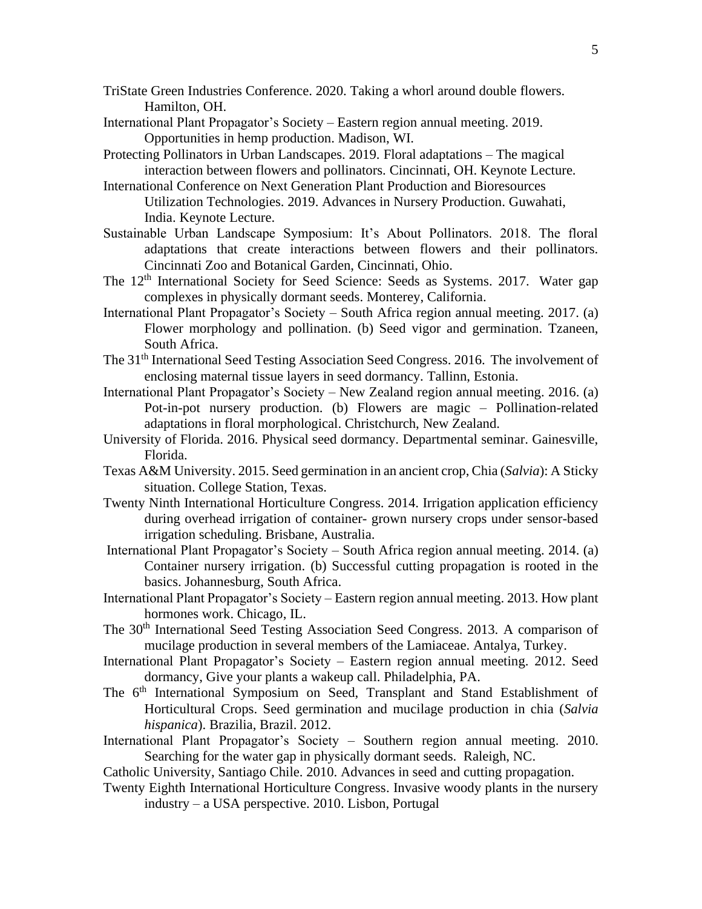TriState Green Industries Conference. 2020. Taking a whorl around double flowers. Hamilton, OH.

International Plant Propagator's Society – Eastern region annual meeting. 2019. Opportunities in hemp production. Madison, WI.

Protecting Pollinators in Urban Landscapes. 2019. Floral adaptations – The magical interaction between flowers and pollinators. Cincinnati, OH. Keynote Lecture.

International Conference on Next Generation Plant Production and Bioresources Utilization Technologies. 2019. Advances in Nursery Production. Guwahati, India. Keynote Lecture.

Sustainable Urban Landscape Symposium: It's About Pollinators. 2018. The floral adaptations that create interactions between flowers and their pollinators. Cincinnati Zoo and Botanical Garden, Cincinnati, Ohio.

The 12th International Society for Seed Science: Seeds as Systems. 2017. Water gap complexes in physically dormant seeds. Monterey, California.

International Plant Propagator's Society – South Africa region annual meeting. 2017. (a) Flower morphology and pollination. (b) Seed vigor and germination. Tzaneen, South Africa.

The 31th International Seed Testing Association Seed Congress. 2016. The involvement of enclosing maternal tissue layers in seed dormancy. Tallinn, Estonia.

International Plant Propagator's Society – New Zealand region annual meeting. 2016. (a) Pot-in-pot nursery production. (b) Flowers are magic – Pollination-related adaptations in floral morphological. Christchurch, New Zealand.

University of Florida. 2016. Physical seed dormancy. Departmental seminar. Gainesville, Florida.

Texas A&M University. 2015. Seed germination in an ancient crop, Chia (*Salvia*): A Sticky situation. College Station, Texas.

Twenty Ninth International Horticulture Congress. 2014. Irrigation application efficiency during overhead irrigation of container- grown nursery crops under sensor-based irrigation scheduling. Brisbane, Australia.

International Plant Propagator's Society – South Africa region annual meeting. 2014. (a) Container nursery irrigation. (b) Successful cutting propagation is rooted in the basics. Johannesburg, South Africa.

International Plant Propagator's Society – Eastern region annual meeting. 2013. How plant hormones work. Chicago, IL.

The 30th International Seed Testing Association Seed Congress. 2013. A comparison of mucilage production in several members of the Lamiaceae. Antalya, Turkey.

International Plant Propagator's Society – Eastern region annual meeting. 2012. Seed dormancy, Give your plants a wakeup call. Philadelphia, PA.

The 6th International Symposium on Seed, Transplant and Stand Establishment of Horticultural Crops. Seed germination and mucilage production in chia (*Salvia hispanica*). Brazilia, Brazil. 2012.

International Plant Propagator's Society – Southern region annual meeting. 2010. Searching for the water gap in physically dormant seeds. Raleigh, NC.

Catholic University, Santiago Chile. 2010. Advances in seed and cutting propagation.

Twenty Eighth International Horticulture Congress. Invasive woody plants in the nursery industry – a USA perspective. 2010. Lisbon, Portugal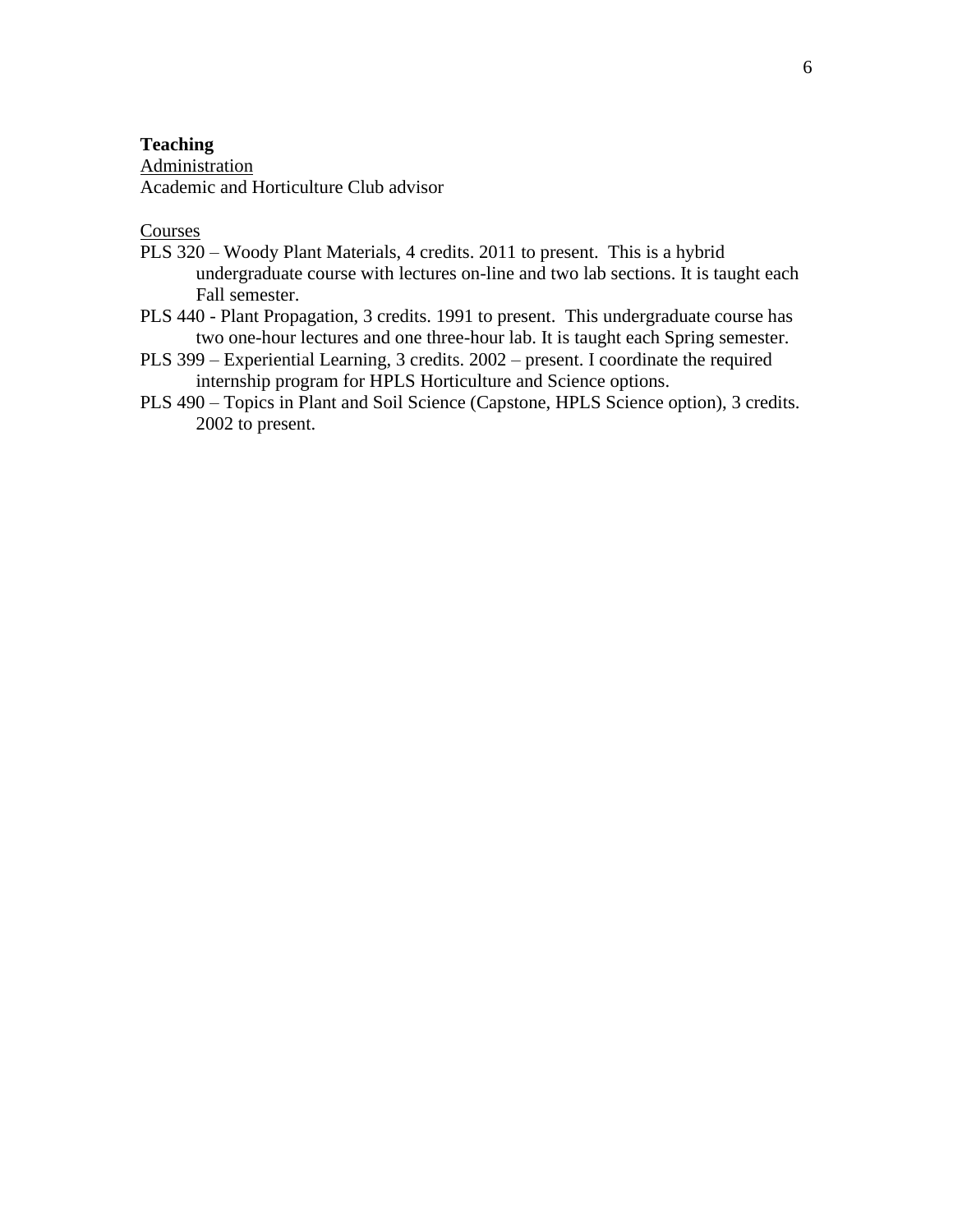**Teaching**

Administration

Academic and Horticulture Club advisor

Courses

PLS 320 – Woody Plant Materials, 4 credits. 2011 to present. This is a hybrid undergraduate course with lectures on-line and two lab sections. It is taught each Fall semester.

PLS 440 - Plant Propagation, 3 credits. 1991 to present. This undergraduate course has two one-hour lectures and one three-hour lab. It is taught each Spring semester.

PLS 399 – Experiential Learning, 3 credits. 2002 – present. I coordinate the required internship program for HPLS Horticulture and Science options.

PLS 490 – Topics in Plant and Soil Science (Capstone, HPLS Science option), 3 credits. 2002 to present.